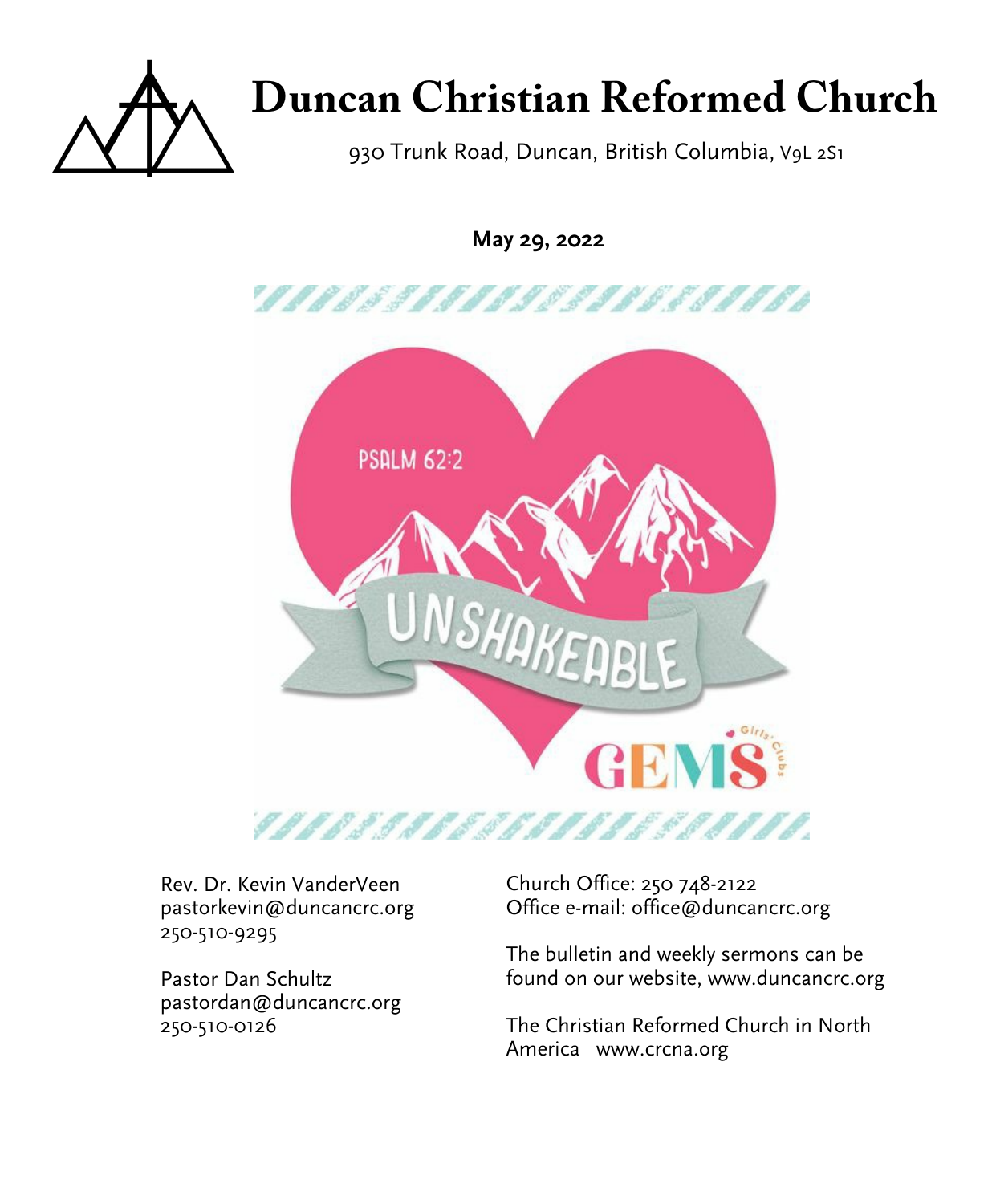# Duncan Christian Reformed Church

930 Trunk Road, Duncan, British Columbia, V9L 2S1

**May 29, 2022**

PSALM 62:2

UNSHAKEABLE

GEMS Girls' Clubs

Rev. Dr. Kevin VanderVeen
pastorkevin@duncancrc.org
250-510-9295

Pastor Dan Schultz
pastordan@duncancrc.org
250-510-0126

Church Office: 250 748-2122
Office e-mail: office@duncancrc.org

The bulletin and weekly sermons can be found on our website, www.duncancrc.org

The Christian Reformed Church in North America www.crcna.org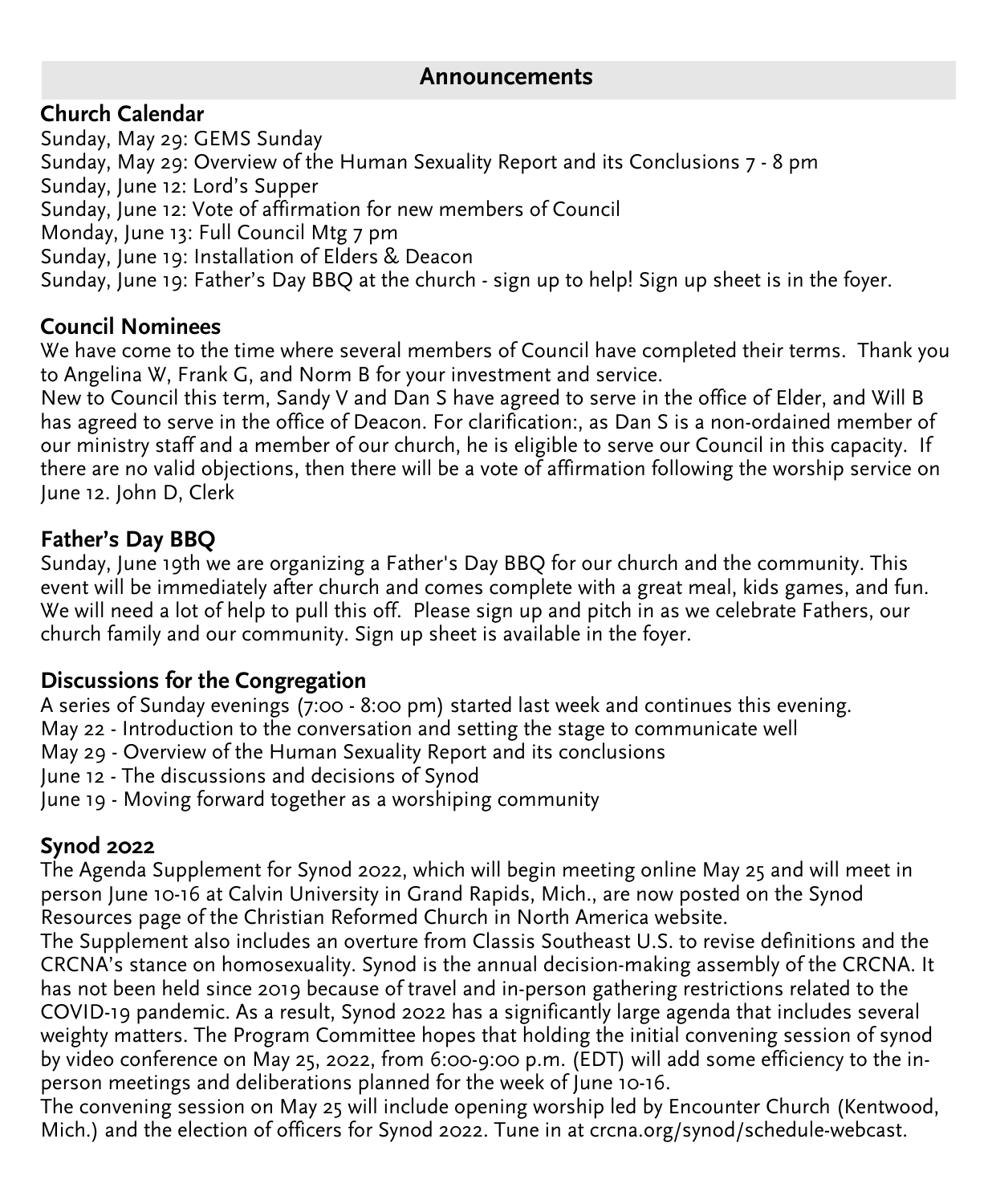## Announcements

### Church Calendar

Sunday, May 29: GEMS Sunday
Sunday, May 29: Overview of the Human Sexuality Report and its Conclusions 7 - 8 pm
Sunday, June 12: Lord's Supper
Sunday, June 12: Vote of affirmation for new members of Council
Monday, June 13: Full Council Mtg 7 pm
Sunday, June 19: Installation of Elders & Deacon
Sunday, June 19: Father's Day BBQ at the church - sign up to help! Sign up sheet is in the foyer.

### Council Nominees

We have come to the time where several members of Council have completed their terms. Thank you to Angelina W, Frank G, and Norm B for your investment and service.
New to Council this term, Sandy V and Dan S have agreed to serve in the office of Elder, and Will B has agreed to serve in the office of Deacon. For clarification:, as Dan S is a non-ordained member of our ministry staff and a member of our church, he is eligible to serve our Council in this capacity. If there are no valid objections, then there will be a vote of affirmation following the worship service on June 12. John D, Clerk

### Father's Day BBQ

Sunday, June 19th we are organizing a Father's Day BBQ for our church and the community. This event will be immediately after church and comes complete with a great meal, kids games, and fun. We will need a lot of help to pull this off. Please sign up and pitch in as we celebrate Fathers, our church family and our community. Sign up sheet is available in the foyer.

### Discussions for the Congregation

A series of Sunday evenings (7:00 - 8:00 pm) started last week and continues this evening.
May 22 - Introduction to the conversation and setting the stage to communicate well
May 29 - Overview of the Human Sexuality Report and its conclusions
June 12 - The discussions and decisions of Synod
June 19 - Moving forward together as a worshiping community

### Synod 2022

The Agenda Supplement for Synod 2022, which will begin meeting online May 25 and will meet in person June 10-16 at Calvin University in Grand Rapids, Mich., are now posted on the Synod Resources page of the Christian Reformed Church in North America website.
The Supplement also includes an overture from Classis Southeast U.S. to revise definitions and the CRCNA's stance on homosexuality. Synod is the annual decision-making assembly of the CRCNA. It has not been held since 2019 because of travel and in-person gathering restrictions related to the COVID-19 pandemic. As a result, Synod 2022 has a significantly large agenda that includes several weighty matters. The Program Committee hopes that holding the initial convening session of synod by video conference on May 25, 2022, from 6:00-9:00 p.m. (EDT) will add some efficiency to the in-person meetings and deliberations planned for the week of June 10-16.
The convening session on May 25 will include opening worship led by Encounter Church (Kentwood, Mich.) and the election of officers for Synod 2022. Tune in at crcna.org/synod/schedule-webcast.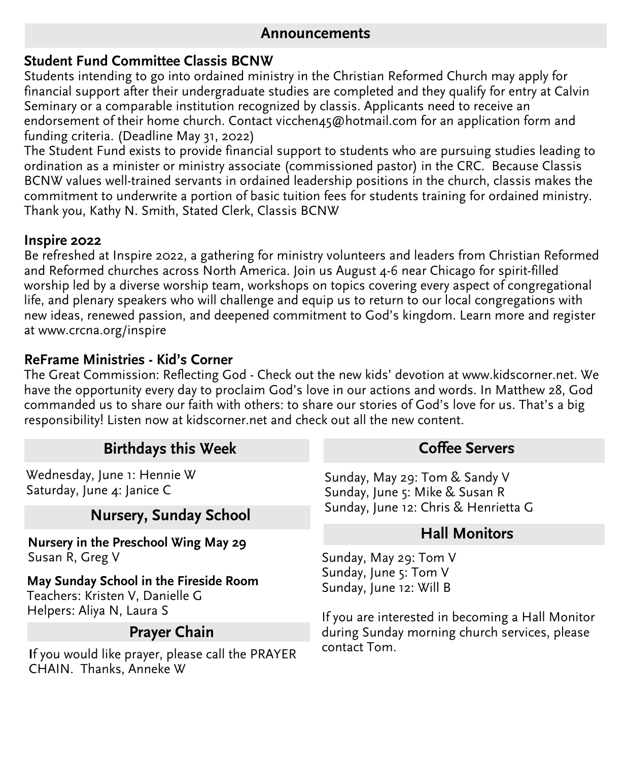## Announcements

### Student Fund Committee Classis BCNW

Students intending to go into ordained ministry in the Christian Reformed Church may apply for financial support after their undergraduate studies are completed and they qualify for entry at Calvin Seminary or a comparable institution recognized by classis. Applicants need to receive an endorsement of their home church. Contact vicchen45@hotmail.com for an application form and funding criteria. (Deadline May 31, 2022)

The Student Fund exists to provide financial support to students who are pursuing studies leading to ordination as a minister or ministry associate (commissioned pastor) in the CRC. Because Classis BCNW values well-trained servants in ordained leadership positions in the church, classis makes the commitment to underwrite a portion of basic tuition fees for students training for ordained ministry. Thank you, Kathy N. Smith, Stated Clerk, Classis BCNW

### Inspire 2022

Be refreshed at Inspire 2022, a gathering for ministry volunteers and leaders from Christian Reformed and Reformed churches across North America. Join us August 4-6 near Chicago for spirit-filled worship led by a diverse worship team, workshops on topics covering every aspect of congregational life, and plenary speakers who will challenge and equip us to return to our local congregations with new ideas, renewed passion, and deepened commitment to God's kingdom. Learn more and register at www.crcna.org/inspire

### ReFrame Ministries - Kid's Corner

The Great Commission: Reflecting God - Check out the new kids' devotion at www.kidscorner.net. We have the opportunity every day to proclaim God's love in our actions and words. In Matthew 28, God commanded us to share our faith with others: to share our stories of God's love for us. That's a big responsibility! Listen now at kidscorner.net and check out all the new content.

## Birthdays this Week

Wednesday, June 1: Hennie W
Saturday, June 4: Janice C

## Nursery, Sunday School

**Nursery in the Preschool Wing May 29**
Susan R, Greg V

**May Sunday School in the Fireside Room**
Teachers: Kristen V, Danielle G
Helpers: Aliya N, Laura S

## Prayer Chain

If you would like prayer, please call the PRAYER CHAIN. Thanks, Anneke W

## Coffee Servers

Sunday, May 29: Tom & Sandy V
Sunday, June 5: Mike & Susan R
Sunday, June 12: Chris & Henrietta G

## Hall Monitors

Sunday, May 29: Tom V
Sunday, June 5: Tom V
Sunday, June 12: Will B

If you are interested in becoming a Hall Monitor during Sunday morning church services, please contact Tom.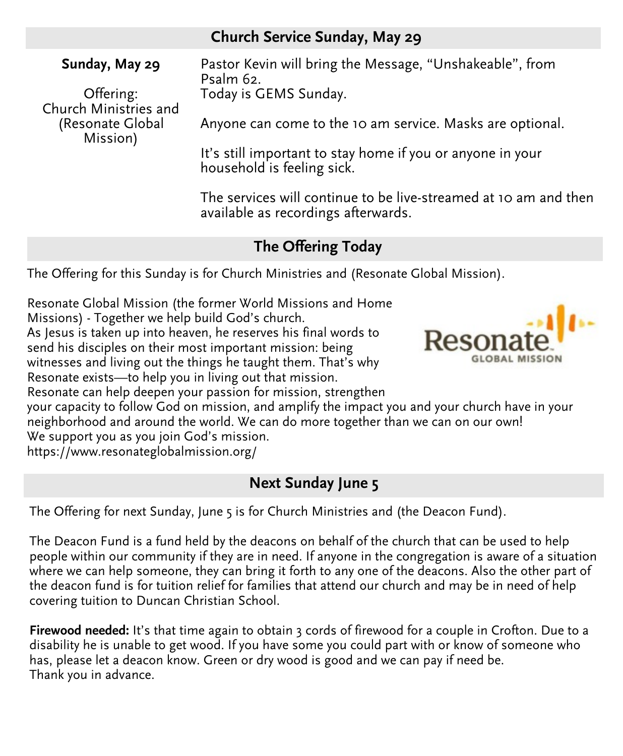## Church Service Sunday, May 29

**Sunday, May 29**

Offering:
Church Ministries and (Resonate Global Mission)

Pastor Kevin will bring the Message, "Unshakeable", from Psalm 62.
Today is GEMS Sunday.

Anyone can come to the 10 am service. Masks are optional.

It's still important to stay home if you or anyone in your household is feeling sick.

The services will continue to be live-streamed at 10 am and then available as recordings afterwards.

## The Offering Today

The Offering for this Sunday is for Church Ministries and (Resonate Global Mission).

Resonate Global Mission (the former World Missions and Home Missions) - Together we help build God's church.
As Jesus is taken up into heaven, he reserves his final words to send his disciples on their most important mission: being witnesses and living out the things he taught them. That's why Resonate exists—to help you in living out that mission.
Resonate can help deepen your passion for mission, strengthen your capacity to follow God on mission, and amplify the impact you and your church have in your neighborhood and around the world. We can do more together than we can on our own!
We support you as you join God's mission.
https://www.resonateglobalmission.org/

## Next Sunday June 5

The Offering for next Sunday, June 5 is for Church Ministries and (the Deacon Fund).

The Deacon Fund is a fund held by the deacons on behalf of the church that can be used to help people within our community if they are in need. If anyone in the congregation is aware of a situation where we can help someone, they can bring it forth to any one of the deacons. Also the other part of the deacon fund is for tuition relief for families that attend our church and may be in need of help covering tuition to Duncan Christian School.

**Firewood needed:** It's that time again to obtain 3 cords of firewood for a couple in Crofton. Due to a disability he is unable to get wood. If you have some you could part with or know of someone who has, please let a deacon know. Green or dry wood is good and we can pay if need be.
Thank you in advance.